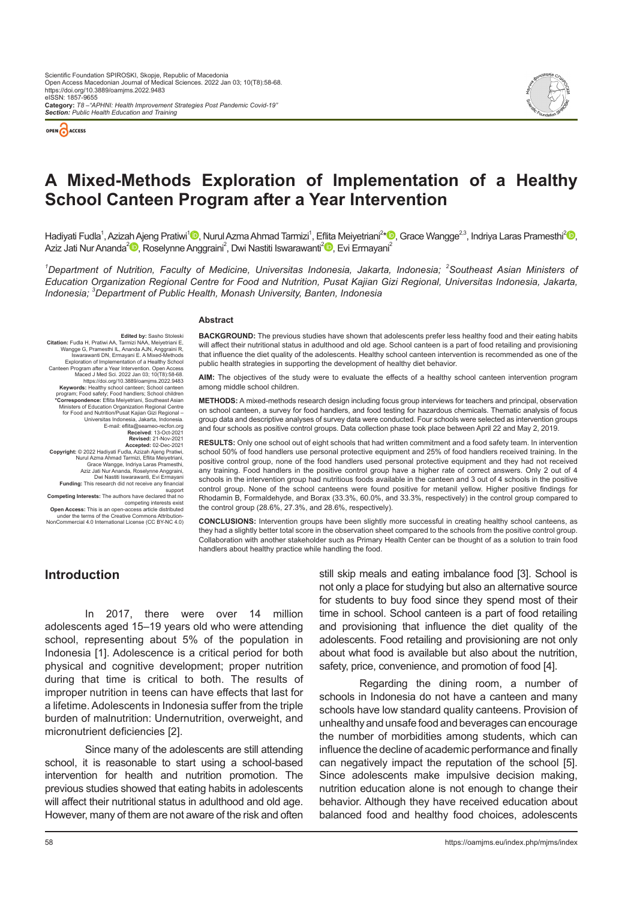# A Mixed-Methods Exploration of Implementation of a Healthy School Canteen Program after a Year Intervention

Hadiyati Fudla[1], Azizah Ajeng Pratiwi[1], Nurul Azma Ahmad Tarmizi[1], Eflita Meiyetriani[2]*, Grace Wangge[2,3], Indriya Laras Pramesthi[2], Aziz Jati Nur Ananda[2], Roselynne Anggraini[2], Dwi Nastiti Iswarawanti[2], Evi Ermayani[2]

[1]*Department of Nutrition, Faculty of Medicine, Universitas Indonesia, Jakarta, Indonesia;* [2]*Southeast Asian Ministers of Education Organization Regional Centre for Food and Nutrition, Pusat Kajian Gizi Regional, Universitas Indonesia, Jakarta, Indonesia;* [3]*Department of Public Health, Monash University, Banten, Indonesia*

**Edited by:** Sasho Stoleski
**Citation:** Fudla H, Pratiwi AA, Tarmizi NAA, Meiyetriani E, Wangge G, Pramesthi IL, Ananda AJN, Anggraini R, Iswarawanti DN, Ermayani E. A Mixed-Methods Exploration of Implementation of a Healthy School Canteen Program after a Year Intervention. Open Access Maced J Med Sci. 2022 Jan 03; 10(T8):58-68. https://doi.org/10.3889/oamjms.2022.9483
**Keywords:** Healthy school canteen; School canteen program; Food safety; Food handlers; School children
***Correspondence:** Eflita Meiyetriani, Southeast Asian Ministers of Education Organization Regional Centre for Food and Nutrition/Pusat Kajian Gizi Regional – Universitas Indonesia, Jakarta, Indonesia. E-mail: eflita@seameo-recfon.org
**Received:** 13-Oct-2021
**Revised:** 21-Nov-2021
**Accepted:** 02-Dec-2021
**Copyright:** © 2022 Hadiyati Fudla, Azizah Ajeng Pratiwi, Nurul Azma Ahmad Tarmizi, Eflita Meiyetriani, Grace Wangge, Indriya Laras Pramesthi, Aziz Jati Nur Ananda, Roselynne Anggraini, Dwi Nastiti Iswarawanti, Evi Ermayani
**Funding:** This research did not receive any financial support
**Competing Interests:** The authors have declared that no competing interests exist
**Open Access:** This is an open-access article distributed under the terms of the Creative Commons Attribution-NonCommercial 4.0 International License (CC BY-NC 4.0)

## Abstract

**BACKGROUND:** The previous studies have shown that adolescents prefer less healthy food and their eating habits will affect their nutritional status in adulthood and old age. School canteen is a part of food retailing and provisioning that influence the diet quality of the adolescents. Healthy school canteen intervention is recommended as one of the public health strategies in supporting the development of healthy diet behavior.

**AIM:** The objectives of the study were to evaluate the effects of a healthy school canteen intervention program among middle school children.

**METHODS:** A mixed-methods research design including focus group interviews for teachers and principal, observation on school canteen, a survey for food handlers, and food testing for hazardous chemicals. Thematic analysis of focus group data and descriptive analyses of survey data were conducted. Four schools were selected as intervention groups and four schools as positive control groups. Data collection phase took place between April 22 and May 2, 2019.

**RESULTS:** Only one school out of eight schools that had written commitment and a food safety team. In intervention school 50% of food handlers use personal protective equipment and 25% of food handlers received training. In the positive control group, none of the food handlers used personal protective equipment and they had not received any training. Food handlers in the positive control group have a higher rate of correct answers. Only 2 out of 4 schools in the intervention group had nutritious foods available in the canteen and 3 out of 4 schools in the positive control group. None of the school canteens were found positive for metanil yellow. Higher positive findings for Rhodamin B, Formaldehyde, and Borax (33.3%, 60.0%, and 33.3%, respectively) in the control group compared to the control group (28.6%, 27.3%, and 28.6%, respectively).

**CONCLUSIONS:** Intervention groups have been slightly more successful in creating healthy school canteens, as they had a slightly better total score in the observation sheet compared to the schools from the positive control group. Collaboration with another stakeholder such as Primary Health Center can be thought of as a solution to train food handlers about healthy practice while handling the food.

## Introduction

In 2017, there were over 14 million adolescents aged 15–19 years old who were attending school, representing about 5% of the population in Indonesia [1]. Adolescence is a critical period for both physical and cognitive development; proper nutrition during that time is critical to both. The results of improper nutrition in teens can have effects that last for a lifetime. Adolescents in Indonesia suffer from the triple burden of malnutrition: Undernutrition, overweight, and micronutrient deficiencies [2].

Since many of the adolescents are still attending school, it is reasonable to start using a school-based intervention for health and nutrition promotion. The previous studies showed that eating habits in adolescents will affect their nutritional status in adulthood and old age. However, many of them are not aware of the risk and often still skip meals and eating imbalance food [3]. School is not only a place for studying but also an alternative source for students to buy food since they spend most of their time in school. School canteen is a part of food retailing and provisioning that influence the diet quality of the adolescents. Food retailing and provisioning are not only about what food is available but also about the nutrition, safety, price, convenience, and promotion of food [4].

Regarding the dining room, a number of schools in Indonesia do not have a canteen and many schools have low standard quality canteens. Provision of unhealthy and unsafe food and beverages can encourage the number of morbidities among students, which can influence the decline of academic performance and finally can negatively impact the reputation of the school [5]. Since adolescents make impulsive decision making, nutrition education alone is not enough to change their behavior. Although they have received education about balanced food and healthy food choices, adolescents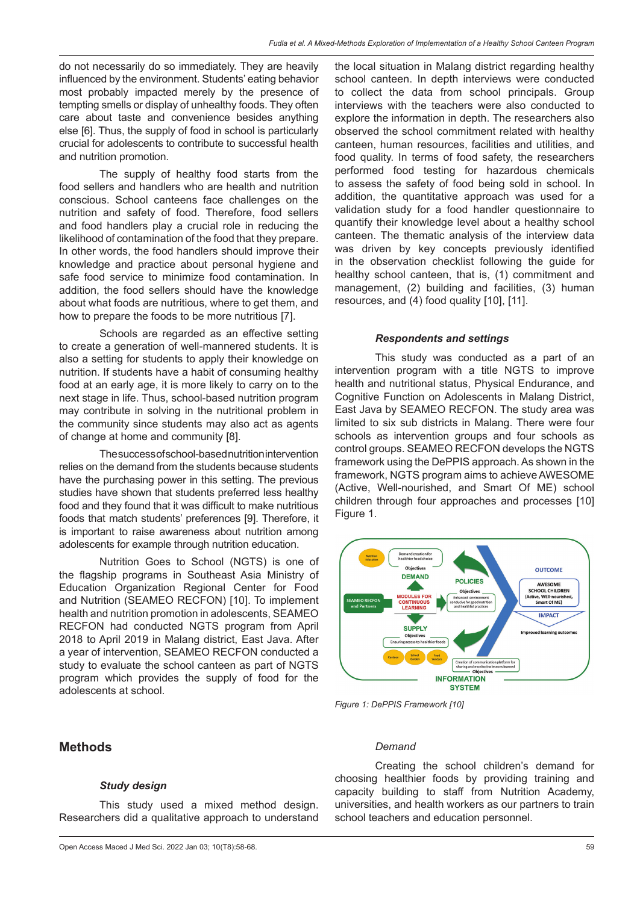do not necessarily do so immediately. They are heavily influenced by the environment. Students' eating behavior most probably impacted merely by the presence of tempting smells or display of unhealthy foods. They often care about taste and convenience besides anything else [6]. Thus, the supply of food in school is particularly crucial for adolescents to contribute to successful health and nutrition promotion.

The supply of healthy food starts from the food sellers and handlers who are health and nutrition conscious. School canteens face challenges on the nutrition and safety of food. Therefore, food sellers and food handlers play a crucial role in reducing the likelihood of contamination of the food that they prepare. In other words, the food handlers should improve their knowledge and practice about personal hygiene and safe food service to minimize food contamination. In addition, the food sellers should have the knowledge about what foods are nutritious, where to get them, and how to prepare the foods to be more nutritious [7].

Schools are regarded as an effective setting to create a generation of well-mannered students. It is also a setting for students to apply their knowledge on nutrition. If students have a habit of consuming healthy food at an early age, it is more likely to carry on to the next stage in life. Thus, school-based nutrition program may contribute in solving in the nutritional problem in the community since students may also act as agents of change at home and community [8].

The success of school-based nutrition intervention relies on the demand from the students because students have the purchasing power in this setting. The previous studies have shown that students preferred less healthy food and they found that it was difficult to make nutritious foods that match students' preferences [9]. Therefore, it is important to raise awareness about nutrition among adolescents for example through nutrition education.

Nutrition Goes to School (NGTS) is one of the flagship programs in Southeast Asia Ministry of Education Organization Regional Center for Food and Nutrition (SEAMEO RECFON) [10]. To implement health and nutrition promotion in adolescents, SEAMEO RECFON had conducted NGTS program from April 2018 to April 2019 in Malang district, East Java. After a year of intervention, SEAMEO RECFON conducted a study to evaluate the school canteen as part of NGTS program which provides the supply of food for the adolescents at school.

## Methods

### *Study design*

This study used a mixed method design. Researchers did a qualitative approach to understand the local situation in Malang district regarding healthy school canteen. In depth interviews were conducted to collect the data from school principals. Group interviews with the teachers were also conducted to explore the information in depth. The researchers also observed the school commitment related with healthy canteen, human resources, facilities and utilities, and food quality. In terms of food safety, the researchers performed food testing for hazardous chemicals to assess the safety of food being sold in school. In addition, the quantitative approach was used for a validation study for a food handler questionnaire to quantify their knowledge level about a healthy school canteen. The thematic analysis of the interview data was driven by key concepts previously identified in the observation checklist following the guide for healthy school canteen, that is, (1) commitment and management, (2) building and facilities, (3) human resources, and (4) food quality [10], [11].

### *Respondents and settings*

This study was conducted as a part of an intervention program with a title NGTS to improve health and nutritional status, Physical Endurance, and Cognitive Function on Adolescents in Malang District, East Java by SEAMEO RECFON. The study area was limited to six sub districts in Malang. There were four schools as intervention groups and four schools as control groups. SEAMEO RECFON develops the NGTS framework using the DePPIS approach. As shown in the framework, NGTS program aims to achieve AWESOME (Active, Well-nourished, and Smart Of ME) school children through four approaches and processes [10] Figure 1.

*Figure 1: DePPIS Framework [10]*

*Demand*

Creating the school children's demand for choosing healthier foods by providing training and capacity building to staff from Nutrition Academy, universities, and health workers as our partners to train school teachers and education personnel.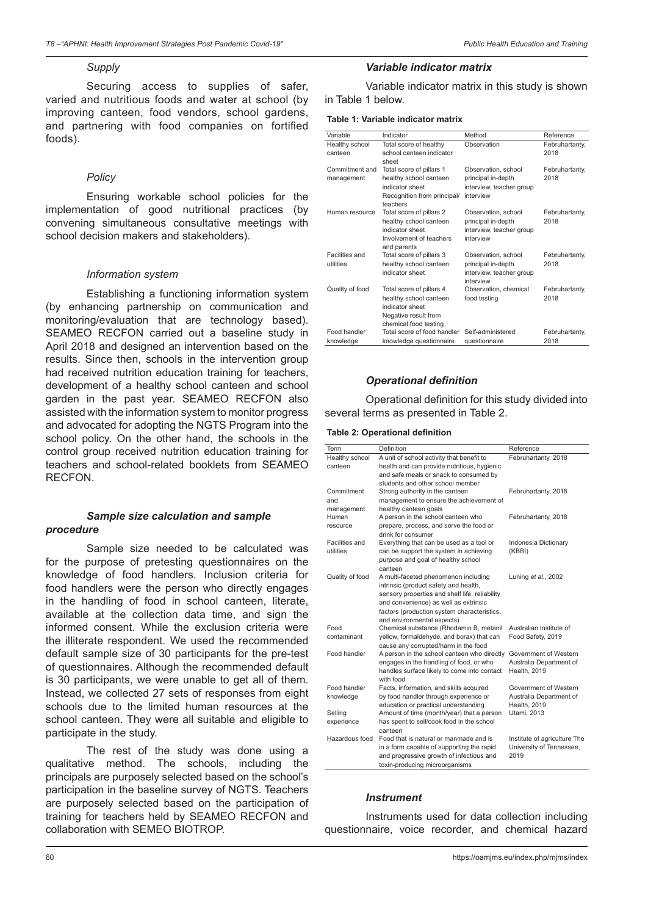### *Supply*

Securing access to supplies of safer, varied and nutritious foods and water at school (by improving canteen, food vendors, school gardens, and partnering with food companies on fortified foods).

### *Policy*

Ensuring workable school policies for the implementation of good nutritional practices (by convening simultaneous consultative meetings with school decision makers and stakeholders).

### *Information system*

Establishing a functioning information system (by enhancing partnership on communication and monitoring/evaluation that are technology based). SEAMEO RECFON carried out a baseline study in April 2018 and designed an intervention based on the results. Since then, schools in the intervention group had received nutrition education training for teachers, development of a healthy school canteen and school garden in the past year. SEAMEO RECFON also assisted with the information system to monitor progress and advocated for adopting the NGTS Program into the school policy. On the other hand, the schools in the control group received nutrition education training for teachers and school-related booklets from SEAMEO RECFON.

## *Sample size calculation and sample procedure*

Sample size needed to be calculated was for the purpose of pretesting questionnaires on the knowledge of food handlers. Inclusion criteria for food handlers were the person who directly engages in the handling of food in school canteen, literate, available at the collection data time, and sign the informed consent. While the exclusion criteria were the illiterate respondent. We used the recommended default sample size of 30 participants for the pre-test of questionnaires. Although the recommended default is 30 participants, we were unable to get all of them. Instead, we collected 27 sets of responses from eight schools due to the limited human resources at the school canteen. They were all suitable and eligible to participate in the study.

The rest of the study was done using a qualitative method. The schools, including the principals are purposely selected based on the school's participation in the baseline survey of NGTS. Teachers are purposely selected based on the participation of training for teachers held by SEAMEO RECFON and collaboration with SEMEO BIOTROP.

## *Variable indicator matrix*

Variable indicator matrix in this study is shown in Table 1 below.

**Table 1: Variable indicator matrix**

| Variable | Indicator | Method | Reference |
|---|---|---|---|
| Healthy school canteen | Total score of healthy school canteen indicator sheet | Observation | Februhartanty, 2018 |
| Commitment and management | Total score of pillars 1 healthy school canteen indicator sheet Recognition from principal/ teachers | Observation, school principal in-depth interview, teacher group interview | Februhartanty, 2018 |
| Human resource | Total score of pillars 2 healthy school canteen indicator sheet Involvement of teachers and parents | Observation, school principal in-depth interview, teacher group interview | Februhartanty, 2018 |
| Facilities and utilities | Total score of pillars 3 healthy school canteen indicator sheet | Observation, school principal in-depth interview, teacher group interview | Februhartanty, 2018 |
| Quality of food | Total score of pillars 4 healthy school canteen indicator sheet Negative result from chemical food testing | Observation, chemical food testing | Februhartanty, 2018 |
| Food handler knowledge | Total score of food handler knowledge questionnaire | Self-administered questionnaire | Februhartanty, 2018 |

## *Operational definition*

Operational definition for this study divided into several terms as presented in Table 2.

**Table 2: Operational definition**

| Term | Definition | Reference |
|---|---|---|
| Healthy school canteen | A unit of school activity that benefit to health and can provide nutritious, hygienic and safe meals or snack to consumed by students and other school member | Februhartanty, 2018 |
| Commitment and management | Strong authority in the canteen management to ensure the achievement of healthy canteen goals | Februhartanty, 2018 |
| Human resource | A person in the school canteen who prepare, process, and serve the food or drink for consumer | Februhartanty, 2018 |
| Facilities and utilities | Everything that can be used as a tool or can be support the system in achieving purpose and goal of healthy school canteen | Indonesia Dictionary (KBBI) |
| Quality of food | A multi-faceted phenomenon including intrinsic (product safety and health, sensory properties and shelf life, reliability and convenience) as well as extrinsic factors (production system characteristics, and environmental aspects) | Luning *et al.*, 2002 |
| Food contaminant | Chemical substance (Rhodamin B, metanil yellow, formaldehyde, and borax) that can cause any corrupted/harm in the food | Australian Institute of Food Safety, 2019 |
| Food handler | A person in the school canteen who directly engages in the handling of food, or who handles surface likely to come into contact with food | Government of Western Australia Department of Health, 2019 |
| Food handler knowledge | Facts, information, and skills acquired by food handler through experience or education or practical understanding | Government of Western Australia Department of Health, 2019 |
| Selling experience | Amount of time (month/year) that a person has spent to sell/cook food in the school canteen | Utami, 2013 |
| Hazardous food | Food that is natural or manmade and is in a form capable of supporting the rapid and progressive growth of infectious and toxin-producing microorganisms | Institute of agriculture The University of Tennessee, 2019 |

## *Instrument*

Instruments used for data collection including questionnaire, voice recorder, and chemical hazard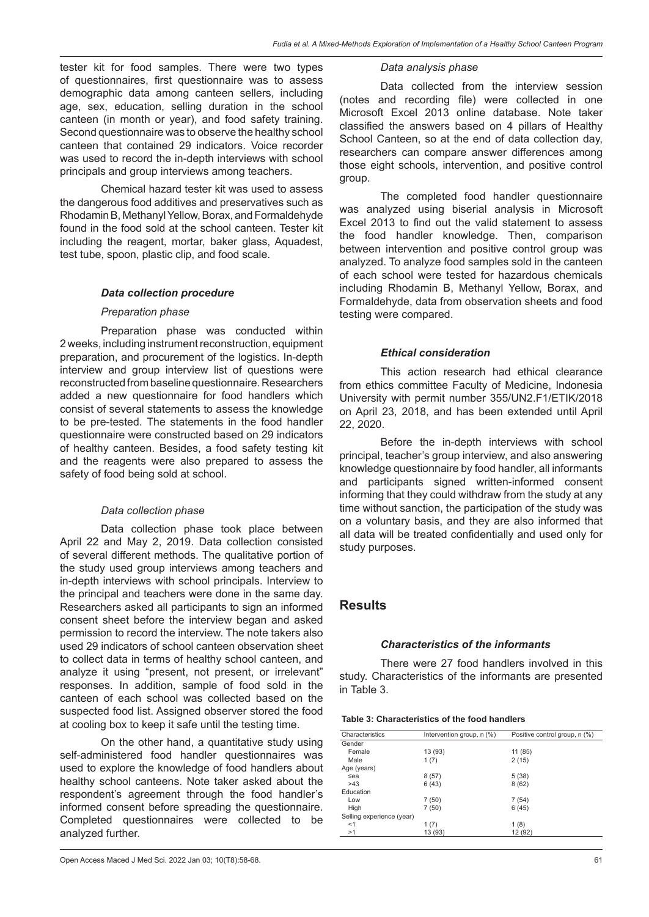tester kit for food samples. There were two types of questionnaires, first questionnaire was to assess demographic data among canteen sellers, including age, sex, education, selling duration in the school canteen (in month or year), and food safety training. Second questionnaire was to observe the healthy school canteen that contained 29 indicators. Voice recorder was used to record the in-depth interviews with school principals and group interviews among teachers.

Chemical hazard tester kit was used to assess the dangerous food additives and preservatives such as Rhodamin B, Methanyl Yellow, Borax, and Formaldehyde found in the food sold at the school canteen. Tester kit including the reagent, mortar, baker glass, Aquadest, test tube, spoon, plastic clip, and food scale.

### *Data collection procedure*

#### *Preparation phase*

Preparation phase was conducted within 2 weeks, including instrument reconstruction, equipment preparation, and procurement of the logistics. In-depth interview and group interview list of questions were reconstructed from baseline questionnaire. Researchers added a new questionnaire for food handlers which consist of several statements to assess the knowledge to be pre-tested. The statements in the food handler questionnaire were constructed based on 29 indicators of healthy canteen. Besides, a food safety testing kit and the reagents were also prepared to assess the safety of food being sold at school.

#### *Data collection phase*

Data collection phase took place between April 22 and May 2, 2019. Data collection consisted of several different methods. The qualitative portion of the study used group interviews among teachers and in-depth interviews with school principals. Interview to the principal and teachers were done in the same day. Researchers asked all participants to sign an informed consent sheet before the interview began and asked permission to record the interview. The note takers also used 29 indicators of school canteen observation sheet to collect data in terms of healthy school canteen, and analyze it using "present, not present, or irrelevant" responses. In addition, sample of food sold in the canteen of each school was collected based on the suspected food list. Assigned observer stored the food at cooling box to keep it safe until the testing time.

On the other hand, a quantitative study using self-administered food handler questionnaires was used to explore the knowledge of food handlers about healthy school canteens. Note taker asked about the respondent's agreement through the food handler's informed consent before spreading the questionnaire. Completed questionnaires were collected to be analyzed further.

#### *Data analysis phase*

Data collected from the interview session (notes and recording file) were collected in one Microsoft Excel 2013 online database. Note taker classified the answers based on 4 pillars of Healthy School Canteen, so at the end of data collection day, researchers can compare answer differences among those eight schools, intervention, and positive control group.

The completed food handler questionnaire was analyzed using biserial analysis in Microsoft Excel 2013 to find out the valid statement to assess the food handler knowledge. Then, comparison between intervention and positive control group was analyzed. To analyze food samples sold in the canteen of each school were tested for hazardous chemicals including Rhodamin B, Methanyl Yellow, Borax, and Formaldehyde, data from observation sheets and food testing were compared.

### *Ethical consideration*

This action research had ethical clearance from ethics committee Faculty of Medicine, Indonesia University with permit number 355/UN2.F1/ETIK/2018 on April 23, 2018, and has been extended until April 22, 2020.

Before the in-depth interviews with school principal, teacher's group interview, and also answering knowledge questionnaire by food handler, all informants and participants signed written-informed consent informing that they could withdraw from the study at any time without sanction, the participation of the study was on a voluntary basis, and they are also informed that all data will be treated confidentially and used only for study purposes.

## Results

### *Characteristics of the informants*

There were 27 food handlers involved in this study. Characteristics of the informants are presented in Table 3.

**Table 3: Characteristics of the food handlers**

| Characteristics | Intervention group, n (%) | Positive control group, n (%) |
|---|---|---|
| Gender | | |
| Female | 13 (93) | 11 (85) |
| Male | 1 (7) | 2 (15) |
| Age (years) | | |
| ≤ea | 8 (57) | 5 (38) |
| >43 | 6 (43) | 8 (62) |
| Education | | |
| Low | 7 (50) | 7 (54) |
| High | 7 (50) | 6 (45) |
| Selling experience (year) | | |
| <1 | 1 (7) | 1 (8) |
| >1 | 13 (93) | 12 (92) |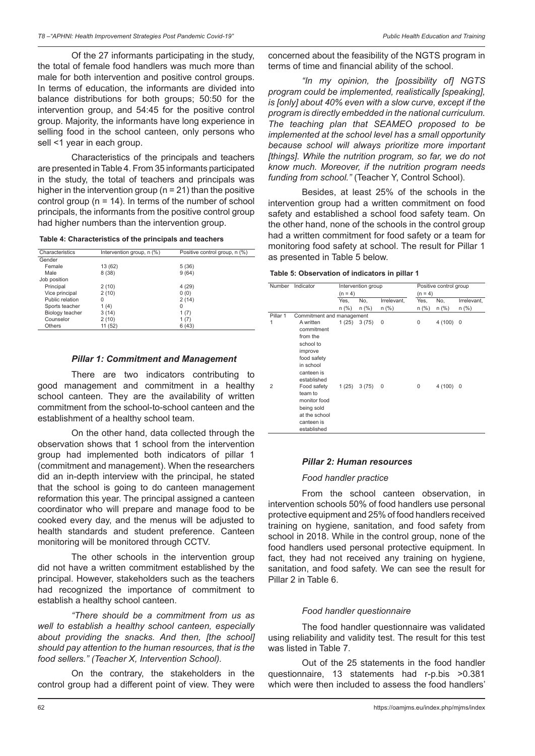Of the 27 informants participating in the study, the total of female food handlers was much more than male for both intervention and positive control groups. In terms of education, the informants are divided into balance distributions for both groups; 50:50 for the intervention group, and 54:45 for the positive control group. Majority, the informants have long experience in selling food in the school canteen, only persons who sell <1 year in each group.

Characteristics of the principals and teachers are presented in Table 4. From 35 informants participated in the study, the total of teachers and principals was higher in the intervention group (n = 21) than the positive control group (n = 14). In terms of the number of school principals, the informants from the positive control group had higher numbers than the intervention group.

**Table 4: Characteristics of the principals and teachers**

| Characteristics | Intervention group, n (%) | Positive control group, n (%) |
|---|---|---|
| Gender | | |
| Female | 13 (62) | 5 (36) |
| Male | 8 (38) | 9 (64) |
| Job position | | |
| Principal | 2 (10) | 4 (29) |
| Vice principal | 2 (10) | 0 (0) |
| Public relation | 0 | 2 (14) |
| Sports teacher | 1 (4) | 0 |
| Biology teacher | 3 (14) | 1 (7) |
| Counselor | 2 (10) | 1 (7) |
| Others | 11 (52) | 6 (43) |

### *Pillar 1: Commitment and Management*

There are two indicators contributing to good management and commitment in a healthy school canteen. They are the availability of written commitment from the school-to-school canteen and the establishment of a healthy school team.

On the other hand, data collected through the observation shows that 1 school from the intervention group had implemented both indicators of pillar 1 (commitment and management). When the researchers did an in-depth interview with the principal, he stated that the school is going to do canteen management reformation this year. The principal assigned a canteen coordinator who will prepare and manage food to be cooked every day, and the menus will be adjusted to health standards and student preference. Canteen monitoring will be monitored through CCTV.

The other schools in the intervention group did not have a written commitment established by the principal. However, stakeholders such as the teachers had recognized the importance of commitment to establish a healthy school canteen.

*"There should be a commitment from us as well to establish a healthy school canteen, especially about providing the snacks. And then, [the school] should pay attention to the human resources, that is the food sellers." (Teacher X, Intervention School).*

On the contrary, the stakeholders in the control group had a different point of view. They were concerned about the feasibility of the NGTS program in terms of time and financial ability of the school.

*"In my opinion, the [possibility of] NGTS program could be implemented, realistically [speaking], is [only] about 40% even with a slow curve, except if the program is directly embedded in the national curriculum. The teaching plan that SEAMEO proposed to be implemented at the school level has a small opportunity because school will always prioritize more important [things]. While the nutrition program, so far, we do not know much. Moreover, if the nutrition program needs funding from school."* (Teacher Y, Control School).

Besides, at least 25% of the schools in the intervention group had a written commitment on food safety and established a school food safety team. On the other hand, none of the schools in the control group had a written commitment for food safety or a team for monitoring food safety at school. The result for Pillar 1 as presented in Table 5 below.

**Table 5: Observation of indicators in pillar 1**

| Number | Indicator | Intervention group (n = 4) | | | Positive control group (n = 4) | | |
|---|---|---|---|---|---|---|---|
| | | Yes, n (%) | No, n (%) | Irrelevant, n (%) | Yes, n (%) | No, n (%) | Irrelevant, n (%) |
| Pillar 1 | Commitment and management | | | | | | |
| 1 | A written commitment from the school to improve food safety in school canteen is established | 1 (25) | 3 (75) | 0 | 0 | 4 (100) | 0 |
| 2 | Food safety team to monitor food being sold at the school canteen is established | 1 (25) | 3 (75) | 0 | 0 | 4 (100) | 0 |

### *Pillar 2: Human resources*

#### *Food handler practice*

From the school canteen observation, in intervention schools 50% of food handlers use personal protective equipment and 25% of food handlers received training on hygiene, sanitation, and food safety from school in 2018. While in the control group, none of the food handlers used personal protective equipment. In fact, they had not received any training on hygiene, sanitation, and food safety. We can see the result for Pillar 2 in Table 6.

#### *Food handler questionnaire*

The food handler questionnaire was validated using reliability and validity test. The result for this test was listed in Table 7.

Out of the 25 statements in the food handler questionnaire, 13 statements had r-p.bis >0.381 which were then included to assess the food handlers'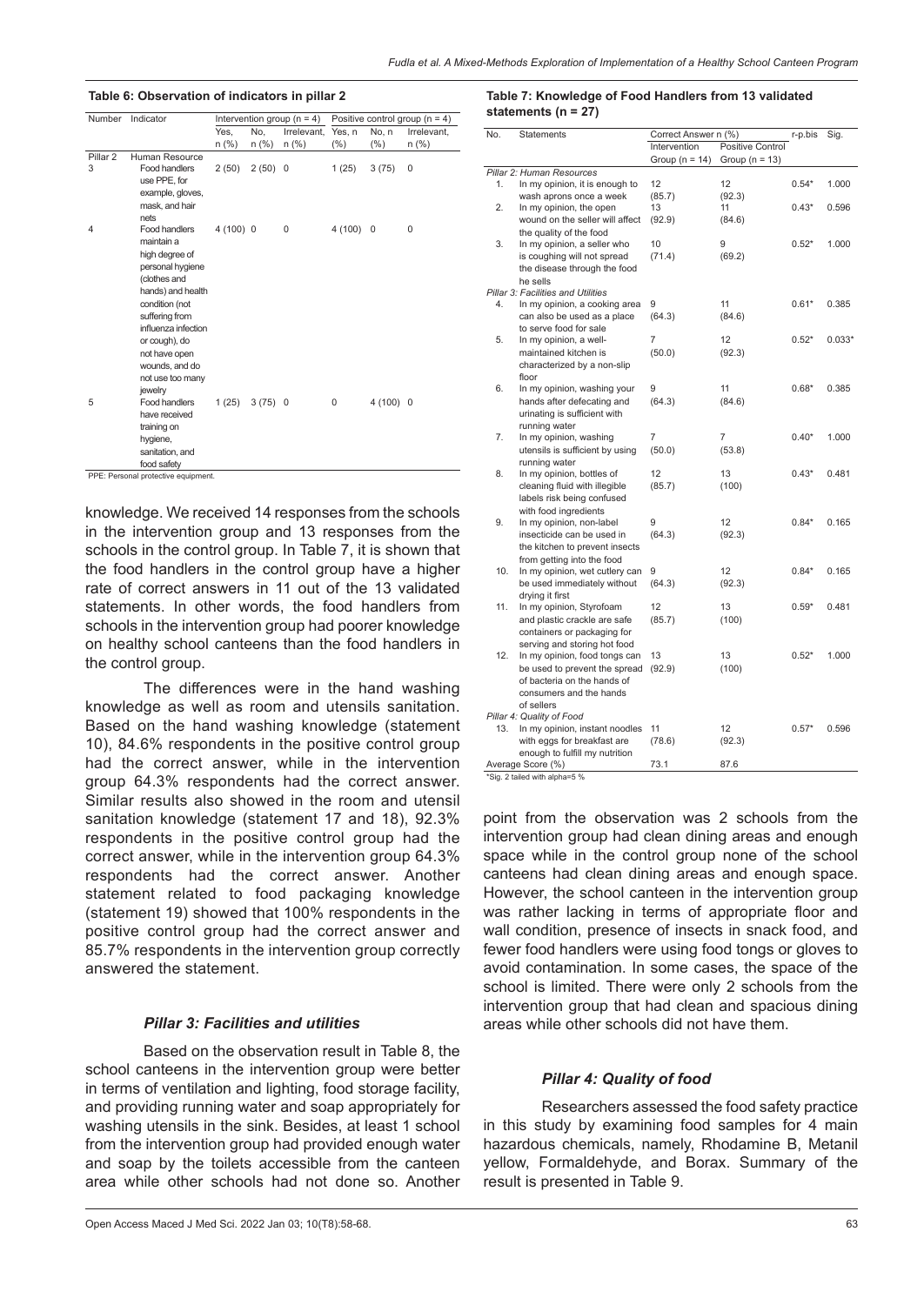**Table 6: Observation of indicators in pillar 2**

| Number | Indicator | Intervention group (n = 4) | | | Positive control group (n = 4) | | |
|---|---|---|---|---|---|---|---|
| | | Yes, n (%) | No, n (%) | Irrelevant, n (%) | Yes, n (%) | No, n (%) | Irrelevant, n (%) |
| Pillar 2 | Human Resource | | | | | | |
| 3 | Food handlers use PPE, for example, gloves, mask, and hair nets | 2 (50) | 2 (50) | 0 | 1 (25) | 3 (75) | 0 |
| 4 | Food handlers maintain a high degree of personal hygiene (clothes and hands) and health condition (not suffering from influenza infection or cough), do not have open wounds, and do not use too many jewelry | 4 (100) | 0 | 0 | 4 (100) | 0 | 0 |
| 5 | Food handlers have received training on hygiene, sanitation, and food safety | 1 (25) | 3 (75) | 0 | 0 | 4 (100) | 0 |

PPE: Personal protective equipment.

knowledge. We received 14 responses from the schools in the intervention group and 13 responses from the schools in the control group. In Table 7, it is shown that the food handlers in the control group have a higher rate of correct answers in 11 out of the 13 validated statements. In other words, the food handlers from schools in the intervention group had poorer knowledge on healthy school canteens than the food handlers in the control group.

The differences were in the hand washing knowledge as well as room and utensils sanitation. Based on the hand washing knowledge (statement 10), 84.6% respondents in the positive control group had the correct answer, while in the intervention group 64.3% respondents had the correct answer. Similar results also showed in the room and utensil sanitation knowledge (statement 17 and 18), 92.3% respondents in the positive control group had the correct answer, while in the intervention group 64.3% respondents had the correct answer. Another statement related to food packaging knowledge (statement 19) showed that 100% respondents in the positive control group had the correct answer and 85.7% respondents in the intervention group correctly answered the statement.

**Table 7: Knowledge of Food Handlers from 13 validated statements (n = 27)**

| No. | Statements | Correct Answer n (%) | | r-p.bis | Sig. |
|---|---|---|---|---|---|
| | | Intervention Group (n = 14) | Positive Control Group (n = 13) | | |
| *Pillar 2: Human Resources* | | | | | |
| 1. | In my opinion, it is enough to wash aprons once a week | 12 (85.7) | 12 (92.3) | 0.54* | 1.000 |
| 2. | In my opinion, the open wound on the seller will affect the quality of the food | 13 (92.9) | 11 (84.6) | 0.43* | 0.596 |
| 3. | In my opinion, a seller who is coughing will not spread the disease through the food he sells | 10 (71.4) | 9 (69.2) | 0.52* | 1.000 |
| *Pillar 3: Facilities and Utilities* | | | | | |
| 4. | In my opinion, a cooking area can also be used as a place to serve food for sale | 9 (64.3) | 11 (84.6) | 0.61* | 0.385 |
| 5. | In my opinion, a well-maintained kitchen is characterized by a non-slip floor | 7 (50.0) | 12 (92.3) | 0.52* | 0.033* |
| 6. | In my opinion, washing your hands after defecating and urinating is sufficient with running water | 9 (64.3) | 11 (84.6) | 0.68* | 0.385 |
| 7. | In my opinion, washing utensils is sufficient by using running water | 7 (50.0) | 7 (53.8) | 0.40* | 1.000 |
| 8. | In my opinion, bottles of cleaning fluid with illegible labels risk being confused with food ingredients | 12 (85.7) | 13 (100) | 0.43* | 0.481 |
| 9. | In my opinion, non-label insecticide can be used in the kitchen to prevent insects from getting into the food | 9 (64.3) | 12 (92.3) | 0.84* | 0.165 |
| 10. | In my opinion, wet cutlery can be used immediately without drying it first | 9 (64.3) | 12 (92.3) | 0.84* | 0.165 |
| 11. | In my opinion, Styrofoam and plastic crackle are safe containers or packaging for serving and storing hot food | 12 (85.7) | 13 (100) | 0.59* | 0.481 |
| 12. | In my opinion, food tongs can be used to prevent the spread of bacteria on the hands of consumers and the hands of sellers | 13 (92.9) | 13 (100) | 0.52* | 1.000 |
| *Pillar 4: Quality of Food* | | | | | |
| 13. | In my opinion, instant noodles with eggs for breakfast are enough to fulfill my nutrition | 11 (78.6) | 12 (92.3) | 0.57* | 0.596 |
| Average Score (%) | | 73.1 | 87.6 | | |

*Sig. 2 tailed with alpha=5 %

### *Pillar 3: Facilities and utilities*

Based on the observation result in Table 8, the school canteens in the intervention group were better in terms of ventilation and lighting, food storage facility, and providing running water and soap appropriately for washing utensils in the sink. Besides, at least 1 school from the intervention group had provided enough water and soap by the toilets accessible from the canteen area while other schools had not done so. Another point from the observation was 2 schools from the intervention group had clean dining areas and enough space while in the control group none of the school canteens had clean dining areas and enough space. However, the school canteen in the intervention group was rather lacking in terms of appropriate floor and wall condition, presence of insects in snack food, and fewer food handlers were using food tongs or gloves to avoid contamination. In some cases, the space of the school is limited. There were only 2 schools from the intervention group that had clean and spacious dining areas while other schools did not have them.

### *Pillar 4: Quality of food*

Researchers assessed the food safety practice in this study by examining food samples for 4 main hazardous chemicals, namely, Rhodamine B, Metanil yellow, Formaldehyde, and Borax. Summary of the result is presented in Table 9.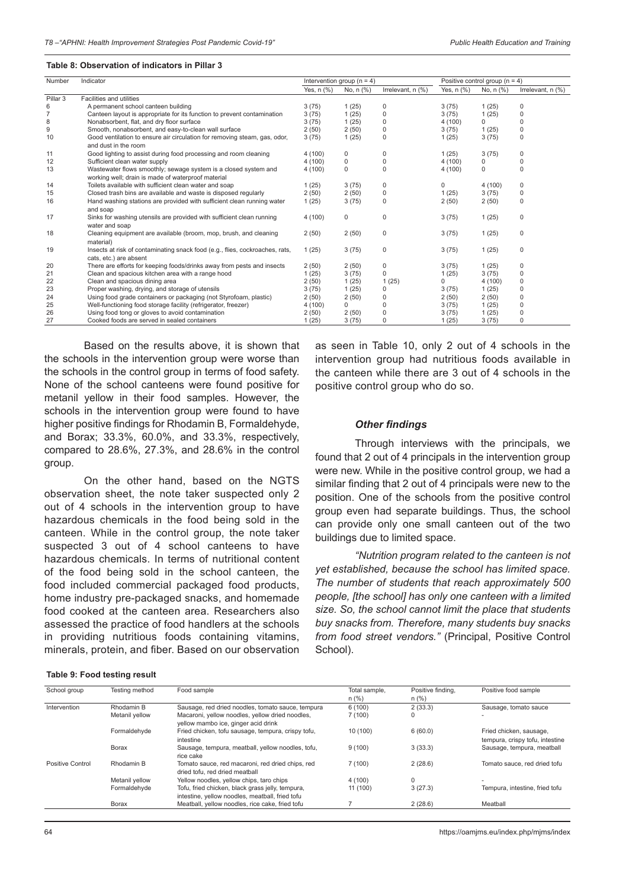**Table 8: Observation of indicators in Pillar 3**

| Number | Indicator | Intervention group (n = 4) | | | Positive control group (n = 4) | | |
|---|---|---|---|---|---|---|---|
| | | Yes, n (%) | No, n (%) | Irrelevant, n (%) | Yes, n (%) | No, n (%) | Irrelevant, n (%) |
| Pillar 3 | Facilities and utilities | | | | | | |
| 6 | A permanent school canteen building | 3 (75) | 1 (25) | 0 | 3 (75) | 1 (25) | 0 |
| 7 | Canteen layout is appropriate for its function to prevent contamination | 3 (75) | 1 (25) | 0 | 3 (75) | 1 (25) | 0 |
| 8 | Nonabsorbent, flat, and dry floor surface | 3 (75) | 1 (25) | 0 | 4 (100) | 0 | 0 |
| 9 | Smooth, nonabsorbent, and easy-to-clean wall surface | 2 (50) | 2 (50) | 0 | 3 (75) | 1 (25) | 0 |
| 10 | Good ventilation to ensure air circulation for removing steam, gas, odor, and dust in the room | 3 (75) | 1 (25) | 0 | 1 (25) | 3 (75) | 0 |
| 11 | Good lighting to assist during food processing and room cleaning | 4 (100) | 0 | 0 | 1 (25) | 3 (75) | 0 |
| 12 | Sufficient clean water supply | 4 (100) | 0 | 0 | 4 (100) | 0 | 0 |
| 13 | Wastewater flows smoothly; sewage system is a closed system and working well; drain is made of waterproof material | 4 (100) | 0 | 0 | 4 (100) | 0 | 0 |
| 14 | Toilets available with sufficient clean water and soap | 1 (25) | 3 (75) | 0 | 0 | 4 (100) | 0 |
| 15 | Closed trash bins are available and waste is disposed regularly | 2 (50) | 2 (50) | 0 | 1 (25) | 3 (75) | 0 |
| 16 | Hand washing stations are provided with sufficient clean running water and soap | 1 (25) | 3 (75) | 0 | 2 (50) | 2 (50) | 0 |
| 17 | Sinks for washing utensils are provided with sufficient clean running water and soap | 4 (100) | 0 | 0 | 3 (75) | 1 (25) | 0 |
| 18 | Cleaning equipment are available (broom, mop, brush, and cleaning material) | 2 (50) | 2 (50) | 0 | 3 (75) | 1 (25) | 0 |
| 19 | Insects at risk of contaminating snack food (e.g., flies, cockroaches, rats, cats, etc.) are absent | 1 (25) | 3 (75) | 0 | 3 (75) | 1 (25) | 0 |
| 20 | There are efforts for keeping foods/drinks away from pests and insects | 2 (50) | 2 (50) | 0 | 3 (75) | 1 (25) | 0 |
| 21 | Clean and spacious kitchen area with a range hood | 1 (25) | 3 (75) | 0 | 1 (25) | 3 (75) | 0 |
| 22 | Clean and spacious dining area | 2 (50) | 1 (25) | 1 (25) | 0 | 4 (100) | 0 |
| 23 | Proper washing, drying, and storage of utensils | 3 (75) | 1 (25) | 0 | 3 (75) | 1 (25) | 0 |
| 24 | Using food grade containers or packaging (not Styrofoam, plastic) | 2 (50) | 2 (50) | 0 | 2 (50) | 2 (50) | 0 |
| 25 | Well-functioning food storage facility (refrigerator, freezer) | 4 (100) | 0 | 0 | 3 (75) | 1 (25) | 0 |
| 26 | Using food tong or gloves to avoid contamination | 2 (50) | 2 (50) | 0 | 3 (75) | 1 (25) | 0 |
| 27 | Cooked foods are served in sealed containers | 1 (25) | 3 (75) | 0 | 1 (25) | 3 (75) | 0 |

Based on the results above, it is shown that the schools in the intervention group were worse than the schools in the control group in terms of food safety. None of the school canteens were found positive for metanil yellow in their food samples. However, the schools in the intervention group were found to have higher positive findings for Rhodamin B, Formaldehyde, and Borax; 33.3%, 60.0%, and 33.3%, respectively, compared to 28.6%, 27.3%, and 28.6% in the control group.

On the other hand, based on the NGTS observation sheet, the note taker suspected only 2 out of 4 schools in the intervention group to have hazardous chemicals in the food being sold in the canteen. While in the control group, the note taker suspected 3 out of 4 school canteens to have hazardous chemicals. In terms of nutritional content of the food being sold in the school canteen, the food included commercial packaged food products, home industry pre-packaged snacks, and homemade food cooked at the canteen area. Researchers also assessed the practice of food handlers at the schools in providing nutritious foods containing vitamins, minerals, protein, and fiber. Based on our observation as seen in Table 10, only 2 out of 4 schools in the intervention group had nutritious foods available in the canteen while there are 3 out of 4 schools in the positive control group who do so.

### *Other findings*

Through interviews with the principals, we found that 2 out of 4 principals in the intervention group were new. While in the positive control group, we had a similar finding that 2 out of 4 principals were new to the position. One of the schools from the positive control group even had separate buildings. Thus, the school can provide only one small canteen out of the two buildings due to limited space.

*"Nutrition program related to the canteen is not yet established, because the school has limited space. The number of students that reach approximately 500 people, [the school] has only one canteen with a limited size. So, the school cannot limit the place that students buy snacks from. Therefore, many students buy snacks from food street vendors."* (Principal, Positive Control School).

**Table 9: Food testing result**

| School group | Testing method | Food sample | Total sample, n (%) | Positive finding, n (%) | Positive food sample |
|---|---|---|---|---|---|
| Intervention | Rhodamin B | Sausage, red dried noodles, tomato sauce, tempura | 6 (100) | 2 (33.3) | Sausage, tomato sauce |
| | Metanil yellow | Macaroni, yellow noodles, yellow dried noodles, yellow mambo ice, ginger acid drink | 7 (100) | 0 | - |
| | Formaldehyde | Fried chicken, tofu sausage, tempura, crispy tofu, intestine | 10 (100) | 6 (60.0) | Fried chicken, sausage, tempura, crispy tofu, intestine |
| | Borax | Sausage, tempura, meatball, yellow noodles, tofu, rice cake | 9 (100) | 3 (33.3) | Sausage, tempura, meatball |
| Positive Control | Rhodamin B | Tomato sauce, red macaroni, red dried chips, red dried tofu, red dried meatball | 7 (100) | 2 (28.6) | Tomato sauce, red dried tofu |
| | Metanil yellow | Yellow noodles, yellow chips, taro chips | 4 (100) | 0 | - |
| | Formaldehyde | Tofu, fried chicken, black grass jelly, tempura, intestine, yellow noodles, meatball, fried tofu | 11 (100) | 3 (27.3) | Tempura, intestine, fried tofu |
| | Borax | Meatball, yellow noodles, rice cake, fried tofu | 7 | 2 (28.6) | Meatball |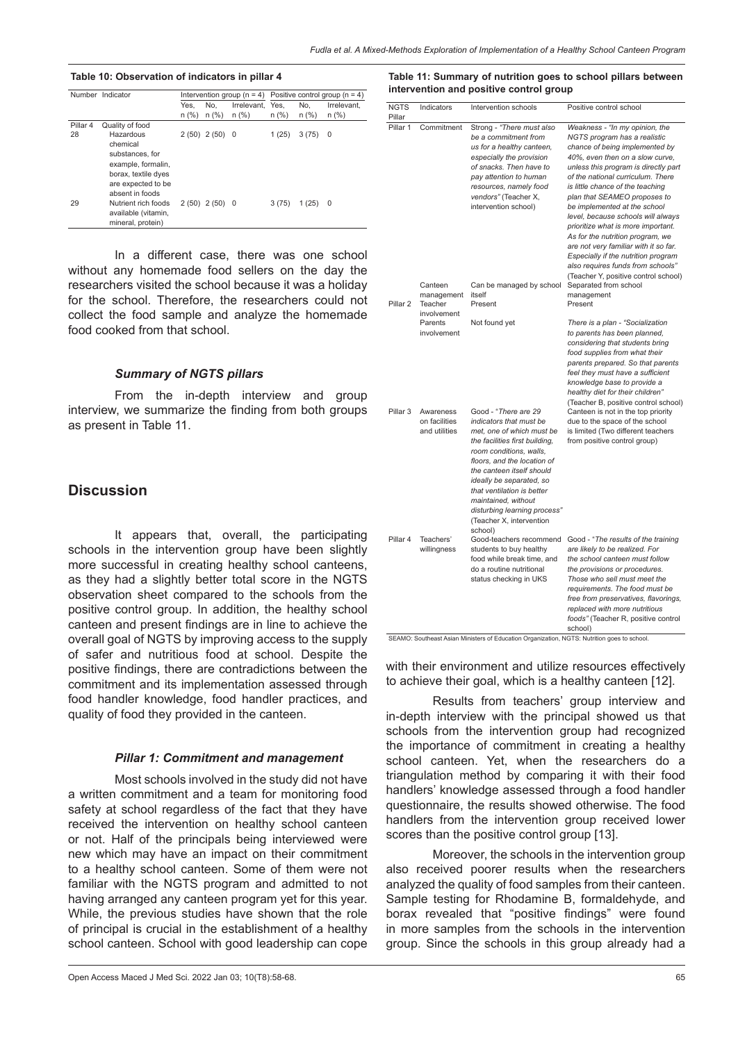**Table 10: Observation of indicators in pillar 4**

| Number | Indicator | Intervention group (n = 4) | | | Positive control group (n = 4) | | |
|---|---|---|---|---|---|---|---|
| | | Yes, n (%) | No, n (%) | Irrelevant, n (%) | Yes, n (%) | No, n (%) | Irrelevant, n (%) |
| Pillar 4 | Quality of food | | | | | | |
| 28 | Hazardous chemical substances, for example, formalin, borax, textile dyes are expected to be absent in foods | 2 (50) | 2 (50) | 0 | 1 (25) | 3 (75) | 0 |
| 29 | Nutrient rich foods available (vitamin, mineral, protein) | 2 (50) | 2 (50) | 0 | 3 (75) | 1 (25) | 0 |

In a different case, there was one school without any homemade food sellers on the day the researchers visited the school because it was a holiday for the school. Therefore, the researchers could not collect the food sample and analyze the homemade food cooked from that school.

### *Summary of NGTS pillars*

From the in-depth interview and group interview, we summarize the finding from both groups as present in Table 11.

**Table 11: Summary of nutrition goes to school pillars between intervention and positive control group**

| NGTS Pillar | Indicators | Intervention schools | Positive control school |
|---|---|---|---|
| Pillar 1 | Commitment | Strong - *"There must also be a commitment from us for a healthy canteen, especially the provision of snacks. Then have to pay attention to human resources, namely food vendors"* (Teacher X, intervention school) | *Weakness - "In my opinion, the NGTS program has a realistic chance of being implemented by 40%, even then on a slow curve, unless this program is directly part of the national curriculum. There is little chance of the teaching plan that SEAMEO proposes to be implemented at the school level, because schools will always prioritize what is more important. As for the nutrition program, we are not very familiar with it so far. Especially if the nutrition program also requires funds from schools"* (Teacher Y, positive control school) |
| | Canteen management | Can be managed by school itself | Separated from school management |
| Pillar 2 | Teacher involvement | Present | Present |
| | Parents involvement | Not found yet | *There is a plan - "Socialization to parents has been planned, considering that students bring food supplies from what their parents prepared. So that parents feel they must have a sufficient knowledge base to provide a healthy diet for their children"* (Teacher B, positive control school) |
| Pillar 3 | Awareness on facilities and utilities | Good - *"There are 29 indicators that must be met, one of which must be the facilities first building, room conditions, walls, floors, and the location of the canteen itself should ideally be separated, so that ventilation is better maintained, without disturbing learning process"* (Teacher X, intervention school) | Canteen is not in the top priority due to the space of the school is limited (Two different teachers from positive control group) |
| Pillar 4 | Teachers' willingness | Good-teachers recommend students to buy healthy food while break time, and do a routine nutritional status checking in UKS | Good - *"The results of the training are likely to be realized. For the school canteen must follow the provisions or procedures. Those who sell must meet the requirements. The food must be free from preservatives, flavorings, replaced with more nutritious foods"* (Teacher R, positive control school) |

SEAMO: Southeast Asian Ministers of Education Organization, NGTS: Nutrition goes to school.

## Discussion

It appears that, overall, the participating schools in the intervention group have been slightly more successful in creating healthy school canteens, as they had a slightly better total score in the NGTS observation sheet compared to the schools from the positive control group. In addition, the healthy school canteen and present findings are in line to achieve the overall goal of NGTS by improving access to the supply of safer and nutritious food at school. Despite the positive findings, there are contradictions between the commitment and its implementation assessed through food handler knowledge, food handler practices, and quality of food they provided in the canteen.

### *Pillar 1: Commitment and management*

Most schools involved in the study did not have a written commitment and a team for monitoring food safety at school regardless of the fact that they have received the intervention on healthy school canteen or not. Half of the principals being interviewed were new which may have an impact on their commitment to a healthy school canteen. Some of them were not familiar with the NGTS program and admitted to not having arranged any canteen program yet for this year. While, the previous studies have shown that the role of principal is crucial in the establishment of a healthy school canteen. School with good leadership can cope with their environment and utilize resources effectively to achieve their goal, which is a healthy canteen [12].

Results from teachers' group interview and in-depth interview with the principal showed us that schools from the intervention group had recognized the importance of commitment in creating a healthy school canteen. Yet, when the researchers do a triangulation method by comparing it with their food handlers' knowledge assessed through a food handler questionnaire, the results showed otherwise. The food handlers from the intervention group received lower scores than the positive control group [13].

Moreover, the schools in the intervention group also received poorer results when the researchers analyzed the quality of food samples from their canteen. Sample testing for Rhodamine B, formaldehyde, and borax revealed that "positive findings" were found in more samples from the schools in the intervention group. Since the schools in this group already had a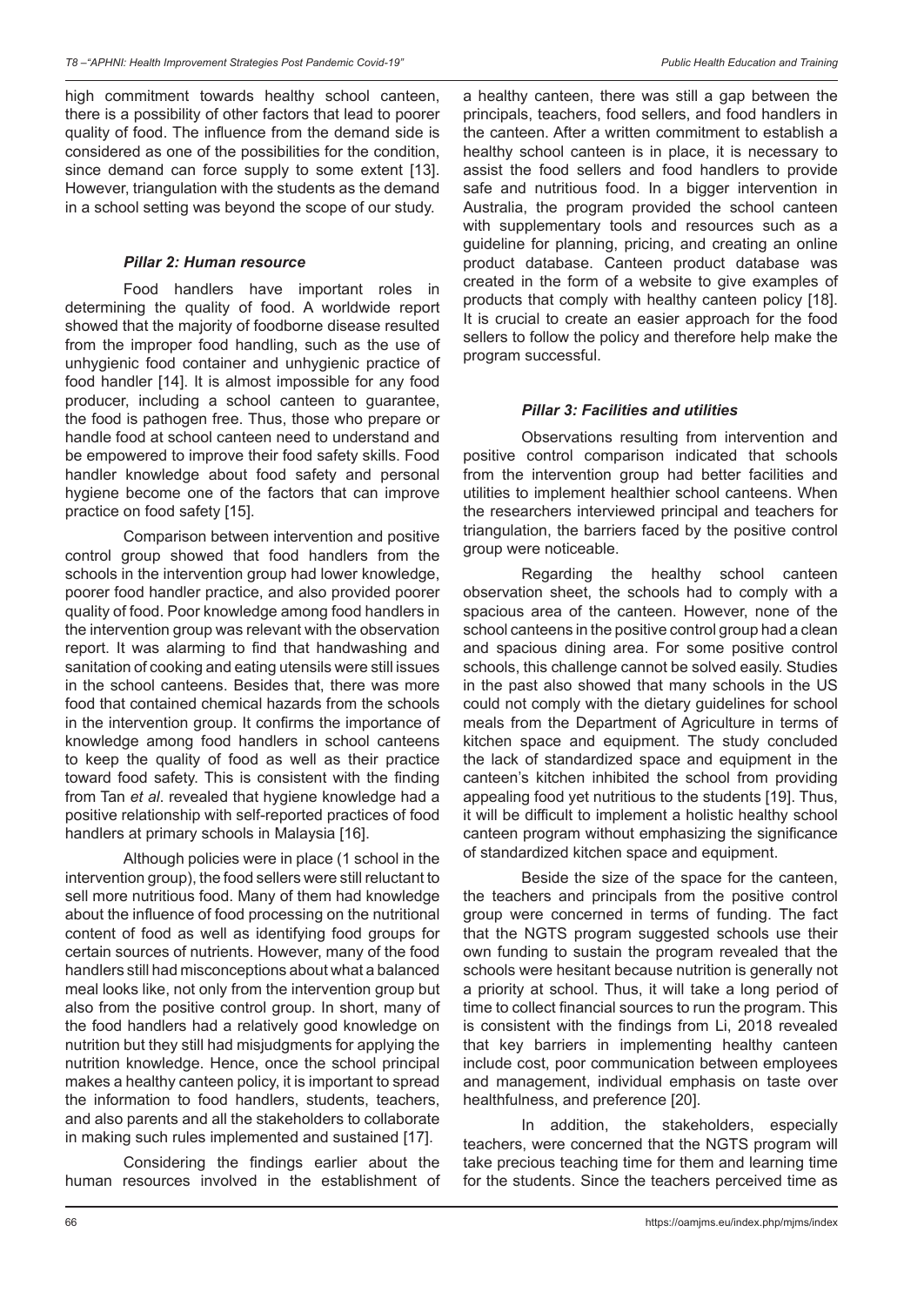high commitment towards healthy school canteen, there is a possibility of other factors that lead to poorer quality of food. The influence from the demand side is considered as one of the possibilities for the condition, since demand can force supply to some extent [13]. However, triangulation with the students as the demand in a school setting was beyond the scope of our study.

### *Pillar 2: Human resource*

Food handlers have important roles in determining the quality of food. A worldwide report showed that the majority of foodborne disease resulted from the improper food handling, such as the use of unhygienic food container and unhygienic practice of food handler [14]. It is almost impossible for any food producer, including a school canteen to guarantee, the food is pathogen free. Thus, those who prepare or handle food at school canteen need to understand and be empowered to improve their food safety skills. Food handler knowledge about food safety and personal hygiene become one of the factors that can improve practice on food safety [15].

Comparison between intervention and positive control group showed that food handlers from the schools in the intervention group had lower knowledge, poorer food handler practice, and also provided poorer quality of food. Poor knowledge among food handlers in the intervention group was relevant with the observation report. It was alarming to find that handwashing and sanitation of cooking and eating utensils were still issues in the school canteens. Besides that, there was more food that contained chemical hazards from the schools in the intervention group. It confirms the importance of knowledge among food handlers in school canteens to keep the quality of food as well as their practice toward food safety. This is consistent with the finding from Tan *et al*. revealed that hygiene knowledge had a positive relationship with self-reported practices of food handlers at primary schools in Malaysia [16].

Although policies were in place (1 school in the intervention group), the food sellers were still reluctant to sell more nutritious food. Many of them had knowledge about the influence of food processing on the nutritional content of food as well as identifying food groups for certain sources of nutrients. However, many of the food handlers still had misconceptions about what a balanced meal looks like, not only from the intervention group but also from the positive control group. In short, many of the food handlers had a relatively good knowledge on nutrition but they still had misjudgments for applying the nutrition knowledge. Hence, once the school principal makes a healthy canteen policy, it is important to spread the information to food handlers, students, teachers, and also parents and all the stakeholders to collaborate in making such rules implemented and sustained [17].

Considering the findings earlier about the human resources involved in the establishment of a healthy canteen, there was still a gap between the principals, teachers, food sellers, and food handlers in the canteen. After a written commitment to establish a healthy school canteen is in place, it is necessary to assist the food sellers and food handlers to provide safe and nutritious food. In a bigger intervention in Australia, the program provided the school canteen with supplementary tools and resources such as a guideline for planning, pricing, and creating an online product database. Canteen product database was created in the form of a website to give examples of products that comply with healthy canteen policy [18]. It is crucial to create an easier approach for the food sellers to follow the policy and therefore help make the program successful.

### *Pillar 3: Facilities and utilities*

Observations resulting from intervention and positive control comparison indicated that schools from the intervention group had better facilities and utilities to implement healthier school canteens. When the researchers interviewed principal and teachers for triangulation, the barriers faced by the positive control group were noticeable.

Regarding the healthy school canteen observation sheet, the schools had to comply with a spacious area of the canteen. However, none of the school canteens in the positive control group had a clean and spacious dining area. For some positive control schools, this challenge cannot be solved easily. Studies in the past also showed that many schools in the US could not comply with the dietary guidelines for school meals from the Department of Agriculture in terms of kitchen space and equipment. The study concluded the lack of standardized space and equipment in the canteen's kitchen inhibited the school from providing appealing food yet nutritious to the students [19]. Thus, it will be difficult to implement a holistic healthy school canteen program without emphasizing the significance of standardized kitchen space and equipment.

Beside the size of the space for the canteen, the teachers and principals from the positive control group were concerned in terms of funding. The fact that the NGTS program suggested schools use their own funding to sustain the program revealed that the schools were hesitant because nutrition is generally not a priority at school. Thus, it will take a long period of time to collect financial sources to run the program. This is consistent with the findings from Li, 2018 revealed that key barriers in implementing healthy canteen include cost, poor communication between employees and management, individual emphasis on taste over healthfulness, and preference [20].

In addition, the stakeholders, especially teachers, were concerned that the NGTS program will take precious teaching time for them and learning time for the students. Since the teachers perceived time as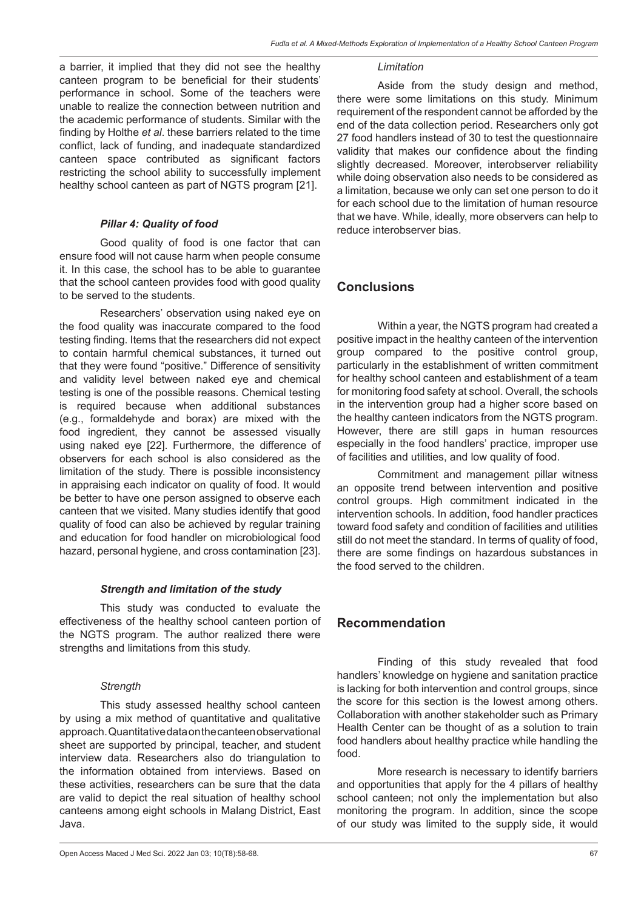a barrier, it implied that they did not see the healthy canteen program to be beneficial for their students' performance in school. Some of the teachers were unable to realize the connection between nutrition and the academic performance of students. Similar with the finding by Holthe *et al*. these barriers related to the time conflict, lack of funding, and inadequate standardized canteen space contributed as significant factors restricting the school ability to successfully implement healthy school canteen as part of NGTS program [21].

#### *Pillar 4: Quality of food*

Good quality of food is one factor that can ensure food will not cause harm when people consume it. In this case, the school has to be able to guarantee that the school canteen provides food with good quality to be served to the students.

Researchers' observation using naked eye on the food quality was inaccurate compared to the food testing finding. Items that the researchers did not expect to contain harmful chemical substances, it turned out that they were found "positive." Difference of sensitivity and validity level between naked eye and chemical testing is one of the possible reasons. Chemical testing is required because when additional substances (e.g., formaldehyde and borax) are mixed with the food ingredient, they cannot be assessed visually using naked eye [22]. Furthermore, the difference of observers for each school is also considered as the limitation of the study. There is possible inconsistency in appraising each indicator on quality of food. It would be better to have one person assigned to observe each canteen that we visited. Many studies identify that good quality of food can also be achieved by regular training and education for food handler on microbiological food hazard, personal hygiene, and cross contamination [23].

#### *Strength and limitation of the study*

This study was conducted to evaluate the effectiveness of the healthy school canteen portion of the NGTS program. The author realized there were strengths and limitations from this study.

##### *Strength*

This study assessed healthy school canteen by using a mix method of quantitative and qualitative approach. Quantitative data on the canteen observational sheet are supported by principal, teacher, and student interview data. Researchers also do triangulation to the information obtained from interviews. Based on these activities, researchers can be sure that the data are valid to depict the real situation of healthy school canteens among eight schools in Malang District, East Java.

##### *Limitation*

Aside from the study design and method, there were some limitations on this study. Minimum requirement of the respondent cannot be afforded by the end of the data collection period. Researchers only got 27 food handlers instead of 30 to test the questionnaire validity that makes our confidence about the finding slightly decreased. Moreover, interobserver reliability while doing observation also needs to be considered as a limitation, because we only can set one person to do it for each school due to the limitation of human resource that we have. While, ideally, more observers can help to reduce interobserver bias.

## Conclusions

Within a year, the NGTS program had created a positive impact in the healthy canteen of the intervention group compared to the positive control group, particularly in the establishment of written commitment for healthy school canteen and establishment of a team for monitoring food safety at school. Overall, the schools in the intervention group had a higher score based on the healthy canteen indicators from the NGTS program. However, there are still gaps in human resources especially in the food handlers' practice, improper use of facilities and utilities, and low quality of food.

Commitment and management pillar witness an opposite trend between intervention and positive control groups. High commitment indicated in the intervention schools. In addition, food handler practices toward food safety and condition of facilities and utilities still do not meet the standard. In terms of quality of food, there are some findings on hazardous substances in the food served to the children.

## Recommendation

Finding of this study revealed that food handlers' knowledge on hygiene and sanitation practice is lacking for both intervention and control groups, since the score for this section is the lowest among others. Collaboration with another stakeholder such as Primary Health Center can be thought of as a solution to train food handlers about healthy practice while handling the food.

More research is necessary to identify barriers and opportunities that apply for the 4 pillars of healthy school canteen; not only the implementation but also monitoring the program. In addition, since the scope of our study was limited to the supply side, it would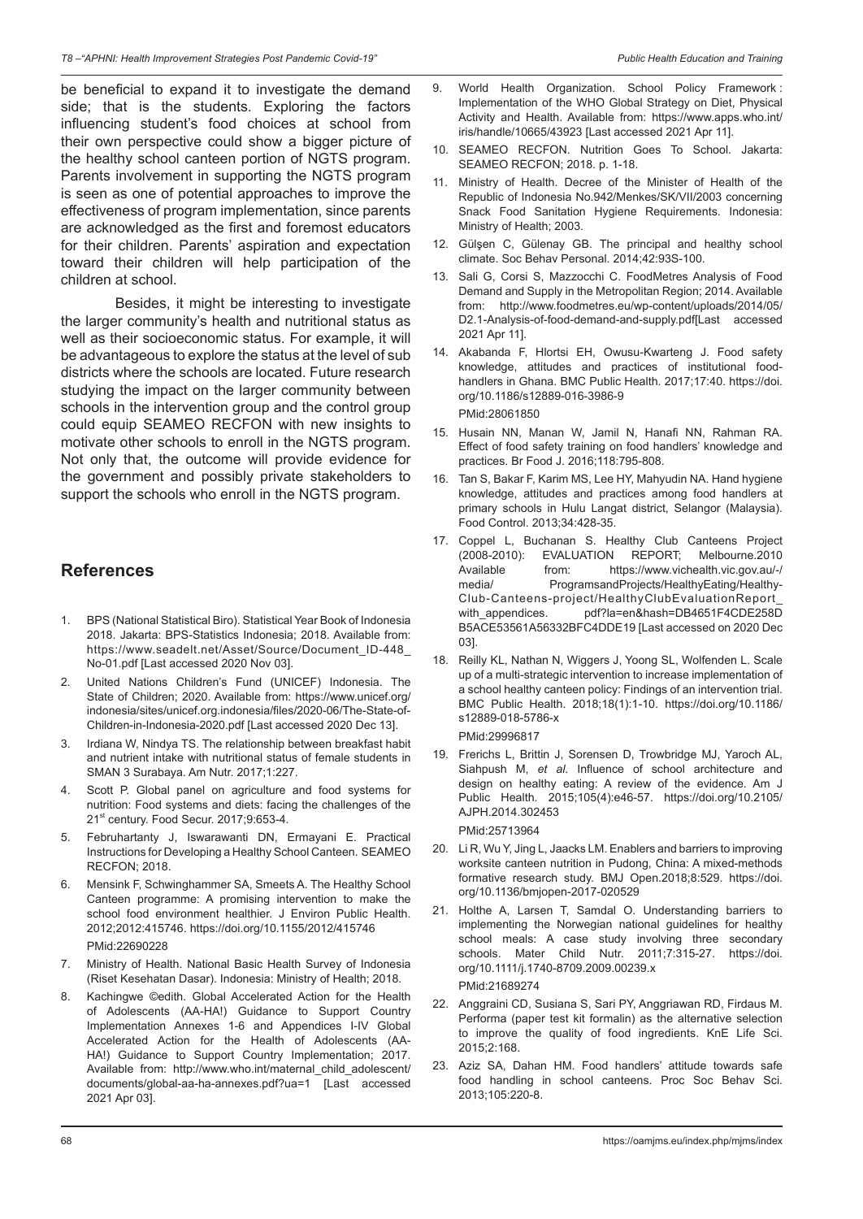be beneficial to expand it to investigate the demand side; that is the students. Exploring the factors influencing student's food choices at school from their own perspective could show a bigger picture of the healthy school canteen portion of NGTS program. Parents involvement in supporting the NGTS program is seen as one of potential approaches to improve the effectiveness of program implementation, since parents are acknowledged as the first and foremost educators for their children. Parents' aspiration and expectation toward their children will help participation of the children at school.

Besides, it might be interesting to investigate the larger community's health and nutritional status as well as their socioeconomic status. For example, it will be advantageous to explore the status at the level of sub districts where the schools are located. Future research studying the impact on the larger community between schools in the intervention group and the control group could equip SEAMEO RECFON with new insights to motivate other schools to enroll in the NGTS program. Not only that, the outcome will provide evidence for the government and possibly private stakeholders to support the schools who enroll in the NGTS program.

## References

1. BPS (National Statistical Biro). Statistical Year Book of Indonesia 2018. Jakarta: BPS-Statistics Indonesia; 2018. Available from: https://www.seadelt.net/Asset/Source/Document_ID-448_No-01.pdf [Last accessed 2020 Nov 03].
2. United Nations Children's Fund (UNICEF) Indonesia. The State of Children; 2020. Available from: https://www.unicef.org/indonesia/sites/unicef.org.indonesia/files/2020-06/The-State-of-Children-in-Indonesia-2020.pdf [Last accessed 2020 Dec 13].
3. Irdiana W, Nindya TS. The relationship between breakfast habit and nutrient intake with nutritional status of female students in SMAN 3 Surabaya. Am Nutr. 2017;1:227.
4. Scott P. Global panel on agriculture and food systems for nutrition: Food systems and diets: facing the challenges of the 21st century. Food Secur. 2017;9:653-4.
5. Februhartanty J, Iswarawanti DN, Ermayani E. Practical Instructions for Developing a Healthy School Canteen. SEAMEO RECFON; 2018.
6. Mensink F, Schwinghammer SA, Smeets A. The Healthy School Canteen programme: A promising intervention to make the school food environment healthier. J Environ Public Health. 2012;2012:415746. https://doi.org/10.1155/2012/415746 PMid:22690228
7. Ministry of Health. National Basic Health Survey of Indonesia (Riset Kesehatan Dasar). Indonesia: Ministry of Health; 2018.
8. Kachingwe ©edith. Global Accelerated Action for the Health of Adolescents (AA-HA!) Guidance to Support Country Implementation Annexes 1-6 and Appendices I-IV Global Accelerated Action for the Health of Adolescents (AA-HA!) Guidance to Support Country Implementation; 2017. Available from: http://www.who.int/maternal_child_adolescent/documents/global-aa-ha-annexes.pdf?ua=1 [Last accessed 2021 Apr 03].
9. World Health Organization. School Policy Framework : Implementation of the WHO Global Strategy on Diet, Physical Activity and Health. Available from: https://www.apps.who.int/iris/handle/10665/43923 [Last accessed 2021 Apr 11].
10. SEAMEO RECFON. Nutrition Goes To School. Jakarta: SEAMEO RECFON; 2018. p. 1-18.
11. Ministry of Health. Decree of the Minister of Health of the Republic of Indonesia No.942/Menkes/SK/VII/2003 concerning Snack Food Sanitation Hygiene Requirements. Indonesia: Ministry of Health; 2003.
12. Gülşen C, Gülenay GB. The principal and healthy school climate. Soc Behav Personal. 2014;42:93S-100.
13. Sali G, Corsi S, Mazzocchi C. FoodMetres Analysis of Food Demand and Supply in the Metropolitan Region; 2014. Available from: http://www.foodmetres.eu/wp-content/uploads/2014/05/D2.1-Analysis-of-food-demand-and-supply.pdf[Last accessed 2021 Apr 11].
14. Akabanda F, Hlortsi EH, Owusu-Kwarteng J. Food safety knowledge, attitudes and practices of institutional food-handlers in Ghana. BMC Public Health. 2017;17:40. https://doi.org/10.1186/s12889-016-3986-9 PMid:28061850
15. Husain NN, Manan W, Jamil N, Hanafi NN, Rahman RA. Effect of food safety training on food handlers' knowledge and practices. Br Food J. 2016;118:795-808.
16. Tan S, Bakar F, Karim MS, Lee HY, Mahyudin NA. Hand hygiene knowledge, attitudes and practices among food handlers at primary schools in Hulu Langat district, Selangor (Malaysia). Food Control. 2013;34:428-35.
17. Coppel L, Buchanan S. Healthy Club Canteens Project (2008-2010): EVALUATION REPORT; Melbourne.2010 Available from: https://www.vichealth.vic.gov.au/-/media/ ProgramsandProjects/HealthyEating/Healthy-Club-Canteens-project/HealthyClubEvaluationReport_with_appendices. pdf?la=en&hash=DB4651F4CDE258DB5ACE53561A56332BFC4DDE19 [Last accessed on 2020 Dec 03].
18. Reilly KL, Nathan N, Wiggers J, Yoong SL, Wolfenden L. Scale up of a multi-strategic intervention to increase implementation of a school healthy canteen policy: Findings of an intervention trial. BMC Public Health. 2018;18(1):1-10. https://doi.org/10.1186/s12889-018-5786-x PMid:29996817
19. Frerichs L, Brittin J, Sorensen D, Trowbridge MJ, Yaroch AL, Siahpush M, *et al*. Influence of school architecture and design on healthy eating: A review of the evidence. Am J Public Health. 2015;105(4):e46-57. https://doi.org/10.2105/AJPH.2014.302453 PMid:25713964
20. Li R, Wu Y, Jing L, Jaacks LM. Enablers and barriers to improving worksite canteen nutrition in Pudong, China: A mixed-methods formative research study. BMJ Open.2018;8:529. https://doi.org/10.1136/bmjopen-2017-020529
21. Holthe A, Larsen T, Samdal O. Understanding barriers to implementing the Norwegian national guidelines for healthy school meals: A case study involving three secondary schools. Mater Child Nutr. 2011;7:315-27. https://doi.org/10.1111/j.1740-8709.2009.00239.x PMid:21689274
22. Anggraini CD, Susiana S, Sari PY, Anggriawan RD, Firdaus M. Performa (paper test kit formalin) as the alternative selection to improve the quality of food ingredients. KnE Life Sci. 2015;2:168.
23. Aziz SA, Dahan HM. Food handlers' attitude towards safe food handling in school canteens. Proc Soc Behav Sci. 2013;105:220-8.